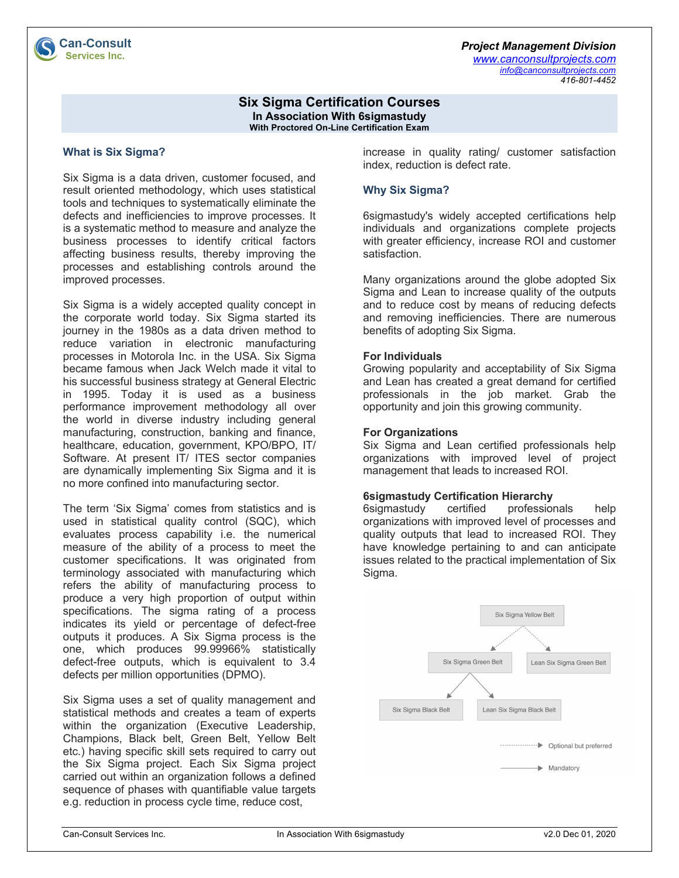**Can-Consult Services Inc.**

***Project Management Division***
*www.canconsultprojects.com*
*info@canconsultprojects.com*
*416-801-4452*

# Six Sigma Certification Courses
## In Association With 6sigmastudy
### With Proctored On-Line Certification Exam

## What is Six Sigma?

Six Sigma is a data driven, customer focused, and result oriented methodology, which uses statistical tools and techniques to systematically eliminate the defects and inefficiencies to improve processes. It is a systematic method to measure and analyze the business processes to identify critical factors affecting business results, thereby improving the processes and establishing controls around the improved processes.

Six Sigma is a widely accepted quality concept in the corporate world today. Six Sigma started its journey in the 1980s as a data driven method to reduce variation in electronic manufacturing processes in Motorola Inc. in the USA. Six Sigma became famous when Jack Welch made it vital to his successful business strategy at General Electric in 1995. Today it is used as a business performance improvement methodology all over the world in diverse industry including general manufacturing, construction, banking and finance, healthcare, education, government, KPO/BPO, IT/ Software. At present IT/ ITES sector companies are dynamically implementing Six Sigma and it is no more confined into manufacturing sector.

The term 'Six Sigma' comes from statistics and is used in statistical quality control (SQC), which evaluates process capability i.e. the numerical measure of the ability of a process to meet the customer specifications. It was originated from terminology associated with manufacturing which refers the ability of manufacturing process to produce a very high proportion of output within specifications. The sigma rating of a process indicates its yield or percentage of defect-free outputs it produces. A Six Sigma process is the one, which produces 99.99966% statistically defect-free outputs, which is equivalent to 3.4 defects per million opportunities (DPMO).

Six Sigma uses a set of quality management and statistical methods and creates a team of experts within the organization (Executive Leadership, Champions, Black belt, Green Belt, Yellow Belt etc.) having specific skill sets required to carry out the Six Sigma project. Each Six Sigma project carried out within an organization follows a defined sequence of phases with quantifiable value targets e.g. reduction in process cycle time, reduce cost, increase in quality rating/ customer satisfaction index, reduction is defect rate.

## Why Six Sigma?

6sigmastudy's widely accepted certifications help individuals and organizations complete projects with greater efficiency, increase ROI and customer satisfaction.

Many organizations around the globe adopted Six Sigma and Lean to increase quality of the outputs and to reduce cost by means of reducing defects and removing inefficiencies. There are numerous benefits of adopting Six Sigma.

### For Individuals

Growing popularity and acceptability of Six Sigma and Lean has created a great demand for certified professionals in the job market. Grab the opportunity and join this growing community.

### For Organizations

Six Sigma and Lean certified professionals help organizations with improved level of project management that leads to increased ROI.

### 6sigmastudy Certification Hierarchy

6sigmastudy certified professionals help organizations with improved level of processes and quality outputs that lead to increased ROI. They have knowledge pertaining to and can anticipate issues related to the practical implementation of Six Sigma.

- Six Sigma Yellow Belt
  - → (optional but preferred) Six Sigma Green Belt
    - → (mandatory) Six Sigma Black Belt
    - → (mandatory) Lean Six Sigma Black Belt
  - → (optional but preferred) Lean Six Sigma Green Belt

Dotted arrow: Optional but preferred
Solid arrow: Mandatory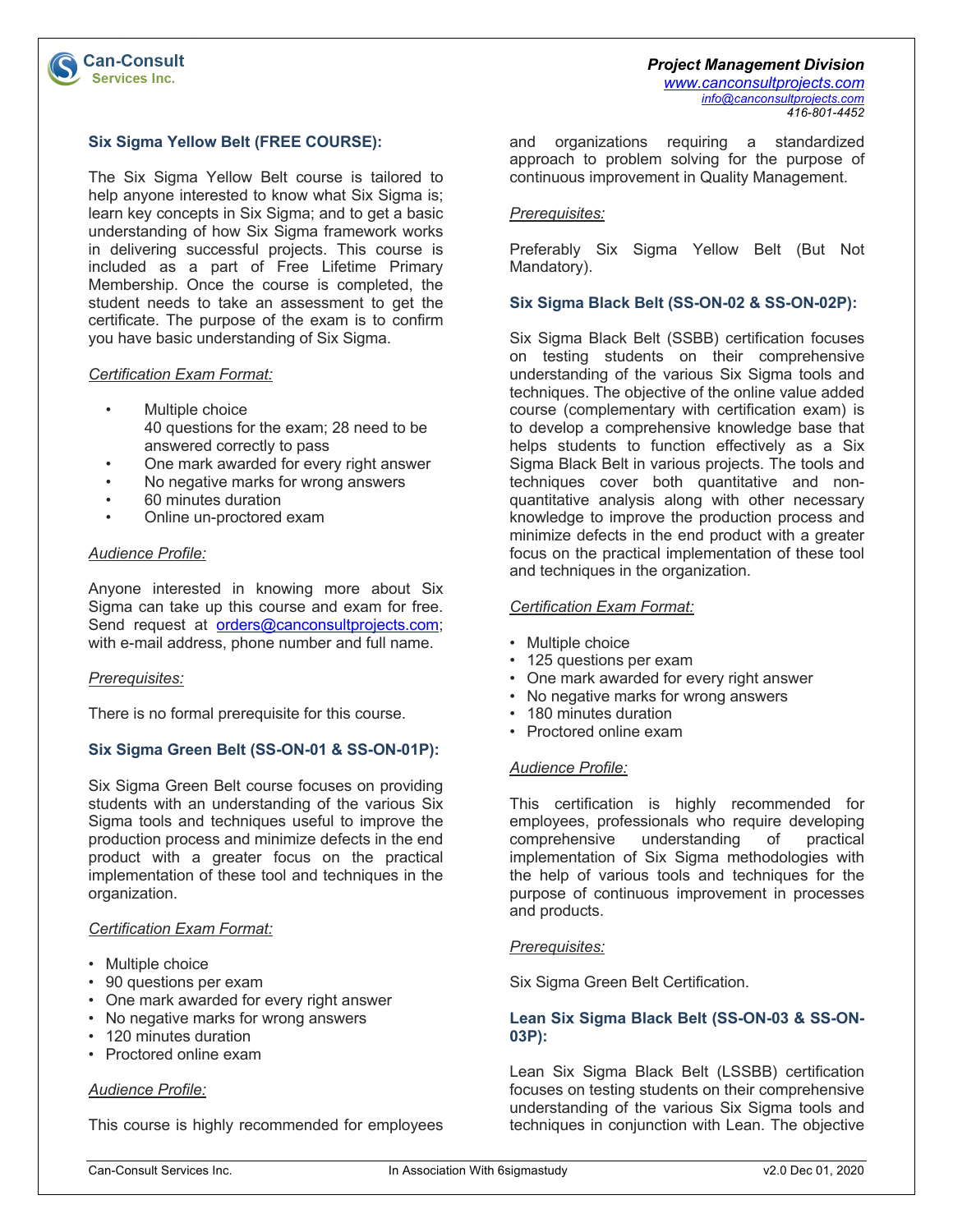### Six Sigma Yellow Belt (FREE COURSE):

The Six Sigma Yellow Belt course is tailored to help anyone interested to know what Six Sigma is; learn key concepts in Six Sigma; and to get a basic understanding of how Six Sigma framework works in delivering successful projects. This course is included as a part of Free Lifetime Primary Membership. Once the course is completed, the student needs to take an assessment to get the certificate. The purpose of the exam is to confirm you have basic understanding of Six Sigma.

*Certification Exam Format:*

- Multiple choice
  40 questions for the exam; 28 need to be answered correctly to pass
- One mark awarded for every right answer
- No negative marks for wrong answers
- 60 minutes duration
- Online un-proctored exam

*Audience Profile:*

Anyone interested in knowing more about Six Sigma can take up this course and exam for free. Send request at orders@canconsultprojects.com; with e-mail address, phone number and full name.

*Prerequisites:*

There is no formal prerequisite for this course.

### Six Sigma Green Belt (SS-ON-01 & SS-ON-01P):

Six Sigma Green Belt course focuses on providing students with an understanding of the various Six Sigma tools and techniques useful to improve the production process and minimize defects in the end product with a greater focus on the practical implementation of these tool and techniques in the organization.

*Certification Exam Format:*

- Multiple choice
- 90 questions per exam
- One mark awarded for every right answer
- No negative marks for wrong answers
- 120 minutes duration
- Proctored online exam

*Audience Profile:*

This course is highly recommended for employees and organizations requiring a standardized approach to problem solving for the purpose of continuous improvement in Quality Management.

*Prerequisites:*

Preferably Six Sigma Yellow Belt (But Not Mandatory).

### Six Sigma Black Belt (SS-ON-02 & SS-ON-02P):

Six Sigma Black Belt (SSBB) certification focuses on testing students on their comprehensive understanding of the various Six Sigma tools and techniques. The objective of the online value added course (complementary with certification exam) is to develop a comprehensive knowledge base that helps students to function effectively as a Six Sigma Black Belt in various projects. The tools and techniques cover both quantitative and non-quantitative analysis along with other necessary knowledge to improve the production process and minimize defects in the end product with a greater focus on the practical implementation of these tool and techniques in the organization.

*Certification Exam Format:*

- Multiple choice
- 125 questions per exam
- One mark awarded for every right answer
- No negative marks for wrong answers
- 180 minutes duration
- Proctored online exam

*Audience Profile:*

This certification is highly recommended for employees, professionals who require developing comprehensive understanding of practical implementation of Six Sigma methodologies with the help of various tools and techniques for the purpose of continuous improvement in processes and products.

*Prerequisites:*

Six Sigma Green Belt Certification.

### Lean Six Sigma Black Belt (SS-ON-03 & SS-ON-03P):

Lean Six Sigma Black Belt (LSSBB) certification focuses on testing students on their comprehensive understanding of the various Six Sigma tools and techniques in conjunction with Lean. The objective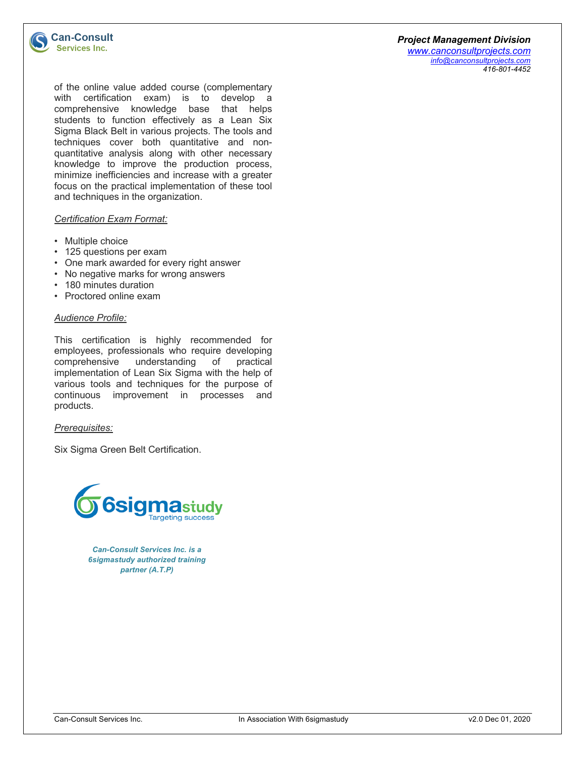of the online value added course (complementary with certification exam) is to develop a comprehensive knowledge base that helps students to function effectively as a Lean Six Sigma Black Belt in various projects. The tools and techniques cover both quantitative and non-quantitative analysis along with other necessary knowledge to improve the production process, minimize inefficiencies and increase with a greater focus on the practical implementation of these tool and techniques in the organization.

*Certification Exam Format:*

- Multiple choice
- 125 questions per exam
- One mark awarded for every right answer
- No negative marks for wrong answers
- 180 minutes duration
- Proctored online exam

*Audience Profile:*

This certification is highly recommended for employees, professionals who require developing comprehensive understanding of practical implementation of Lean Six Sigma with the help of various tools and techniques for the purpose of continuous improvement in processes and products.

*Prerequisites:*

Six Sigma Green Belt Certification.

6sigmastudy
Targeting success

***Can-Consult Services Inc. is a 6sigmastudy authorized training partner (A.T.P)***